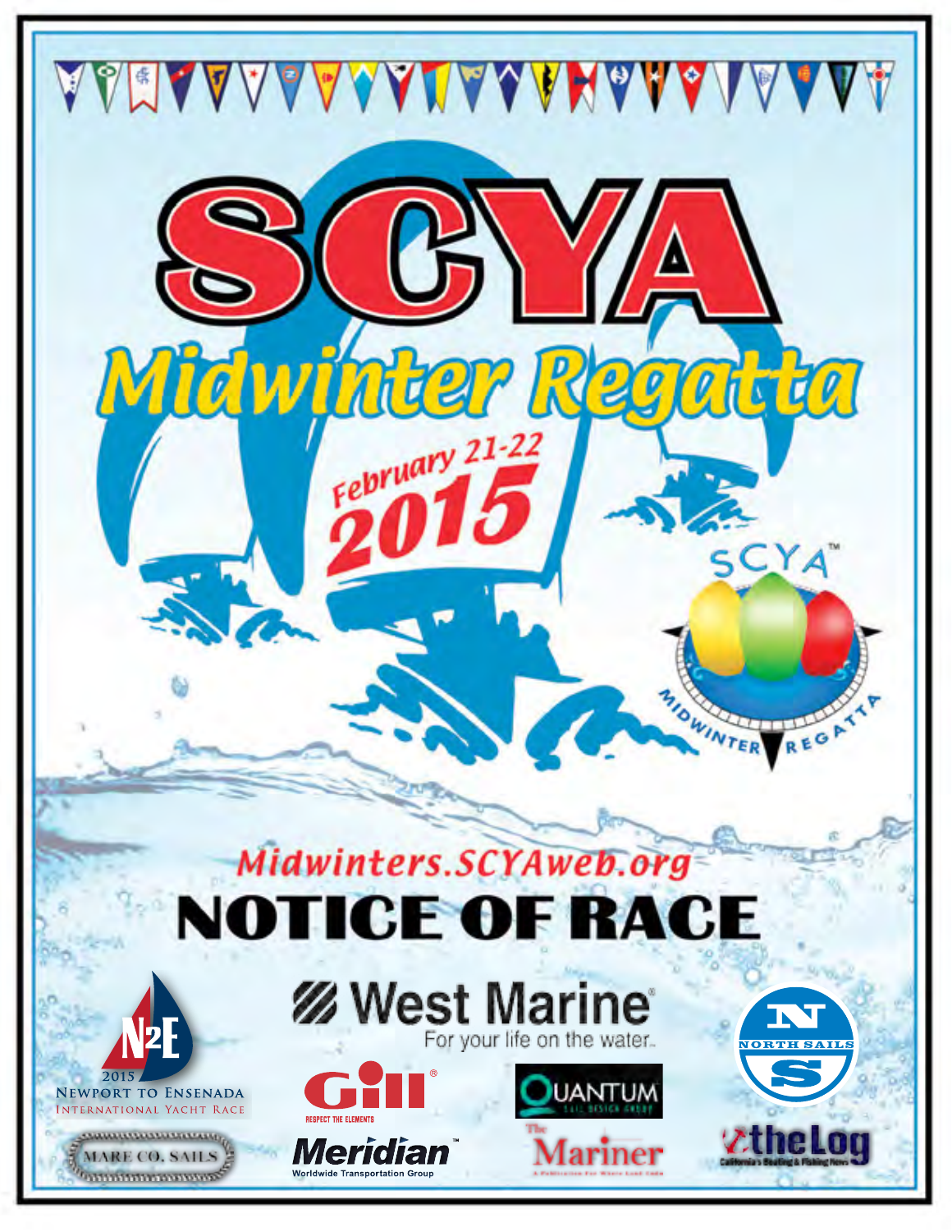# SCYA

## Midwinter Regatta

February 21-22
2015

Midwinters.SCYAweb.org

# NOTICE OF RACE

2015 Newport to Ensenada International Yacht Race

West Marine — For your life on the water.

North Sails

Gill — Respect the Elements

Quantum Sail Design Group

Mare Co. Sails

Meridian — Worldwide Transportation Group

The Mariner

the Log — California's Boating & Fishing News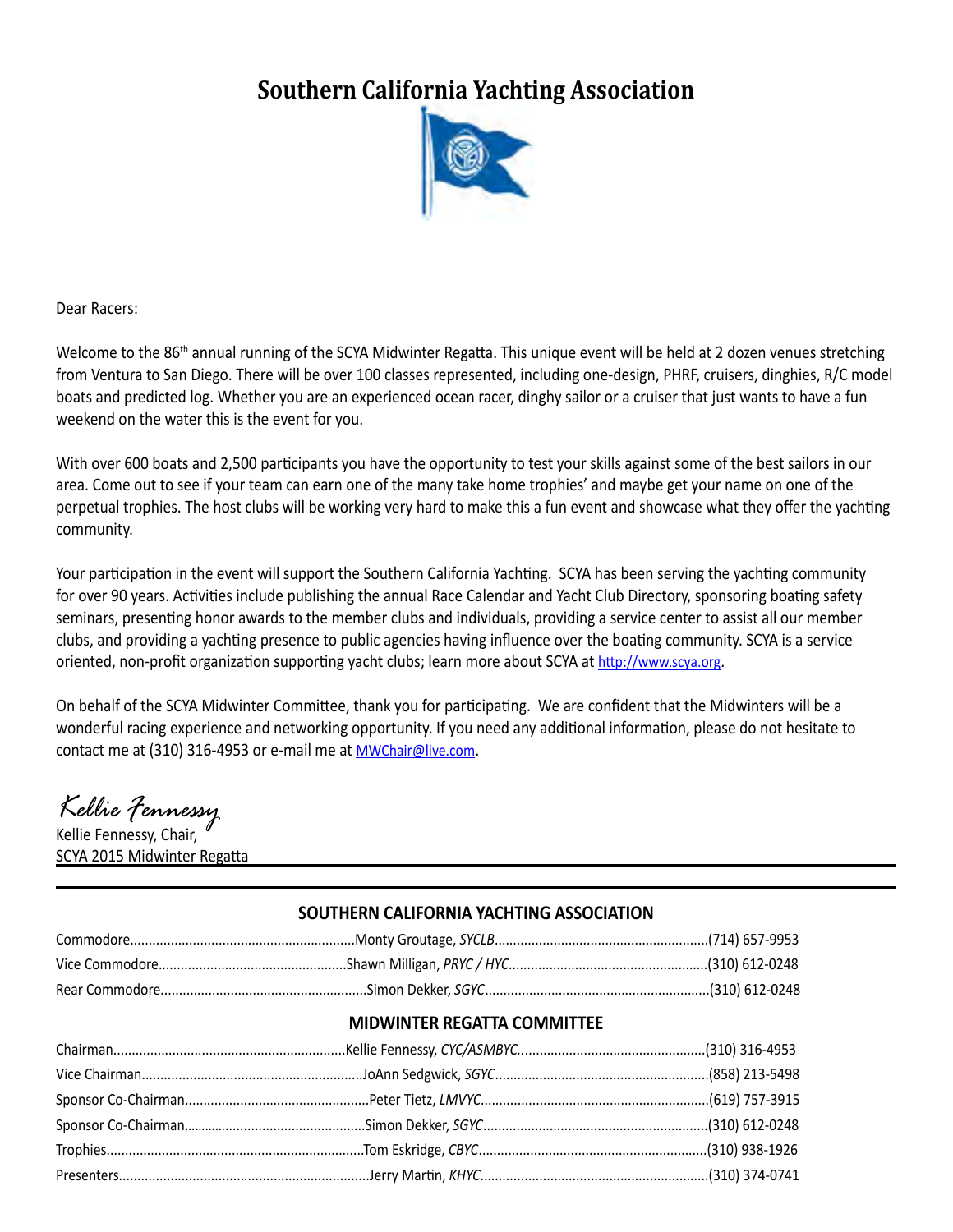# Southern California Yachting Association

Dear Racers:

Welcome to the 86th annual running of the SCYA Midwinter Regatta. This unique event will be held at 2 dozen venues stretching from Ventura to San Diego. There will be over 100 classes represented, including one-design, PHRF, cruisers, dinghies, R/C model boats and predicted log. Whether you are an experienced ocean racer, dinghy sailor or a cruiser that just wants to have a fun weekend on the water this is the event for you.

With over 600 boats and 2,500 participants you have the opportunity to test your skills against some of the best sailors in our area. Come out to see if your team can earn one of the many take home trophies' and maybe get your name on one of the perpetual trophies. The host clubs will be working very hard to make this a fun event and showcase what they offer the yachting community.

Your participation in the event will support the Southern California Yachting. SCYA has been serving the yachting community for over 90 years. Activities include publishing the annual Race Calendar and Yacht Club Directory, sponsoring boating safety seminars, presenting honor awards to the member clubs and individuals, providing a service center to assist all our member clubs, and providing a yachting presence to public agencies having influence over the boating community. SCYA is a service oriented, non-profit organization supporting yacht clubs; learn more about SCYA at http://www.scya.org.

On behalf of the SCYA Midwinter Committee, thank you for participating. We are confident that the Midwinters will be a wonderful racing experience and networking opportunity. If you need any additional information, please do not hesitate to contact me at (310) 316-4953 or e-mail me at MWChair@live.com.

*Kellie Fennessy*
Kellie Fennessy, Chair,
SCYA 2015 Midwinter Regatta

## SOUTHERN CALIFORNIA YACHTING ASSOCIATION

| | | |
|---|---|---|
| Commodore | Monty Groutage, *SYCLB* | (714) 657-9953 |
| Vice Commodore | Shawn Milligan, *PRYC / HYC* | (310) 612-0248 |
| Rear Commodore | Simon Dekker, *SGYC* | (310) 612-0248 |

## MIDWINTER REGATTA COMMITTEE

| | | |
|---|---|---|
| Chairman | Kellie Fennessy, *CYC/ASMBYC.* | (310) 316-4953 |
| Vice Chairman | JoAnn Sedgwick, *SGYC* | (858) 213-5498 |
| Sponsor Co-Chairman | Peter Tietz, *LMVYC* | (619) 757-3915 |
| Sponsor Co-Chairman | Simon Dekker, *SGYC* | (310) 612-0248 |
| Trophies | Tom Eskridge, *CBYC* | (310) 938-1926 |
| Presenters | Jerry Martin, *KHYC* | (310) 374-0741 |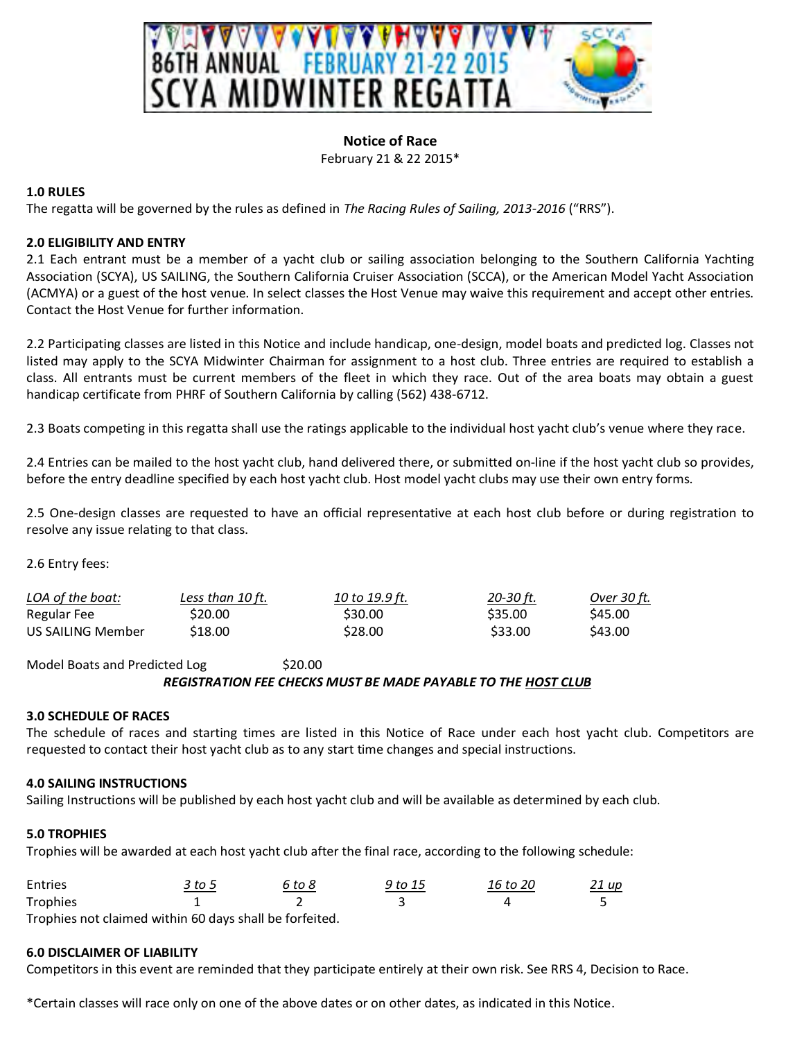# 86TH ANNUAL FEBRUARY 21-22 2015 SCYA MIDWINTER REGATTA

**Notice of Race**

February 21 & 22 2015*

### 1.0 RULES

The regatta will be governed by the rules as defined in *The Racing Rules of Sailing, 2013-2016* ("RRS").

### 2.0 ELIGIBILITY AND ENTRY

2.1 Each entrant must be a member of a yacht club or sailing association belonging to the Southern California Yachting Association (SCYA), US SAILING, the Southern California Cruiser Association (SCCA), or the American Model Yacht Association (ACMYA) or a guest of the host venue. In select classes the Host Venue may waive this requirement and accept other entries. Contact the Host Venue for further information.

2.2 Participating classes are listed in this Notice and include handicap, one-design, model boats and predicted log. Classes not listed may apply to the SCYA Midwinter Chairman for assignment to a host club. Three entries are required to establish a class. All entrants must be current members of the fleet in which they race. Out of the area boats may obtain a guest handicap certificate from PHRF of Southern California by calling (562) 438-6712.

2.3 Boats competing in this regatta shall use the ratings applicable to the individual host yacht club's venue where they race.

2.4 Entries can be mailed to the host yacht club, hand delivered there, or submitted on-line if the host yacht club so provides, before the entry deadline specified by each host yacht club. Host model yacht clubs may use their own entry forms.

2.5 One-design classes are requested to have an official representative at each host club before or during registration to resolve any issue relating to that class.

2.6 Entry fees:

| *LOA of the boat:* | *Less than 10 ft.* | *10 to 19.9 ft.* | *20-30 ft.* | *Over 30 ft.* |
|---|---|---|---|---|
| Regular Fee | $20.00 | $30.00 | $35.00 | $45.00 |
| US SAILING Member | $18.00 | $28.00 | $33.00 | $43.00 |

Model Boats and Predicted Log $20.00

***REGISTRATION FEE CHECKS MUST BE MADE PAYABLE TO THE HOST CLUB***

### 3.0 SCHEDULE OF RACES

The schedule of races and starting times are listed in this Notice of Race under each host yacht club. Competitors are requested to contact their host yacht club as to any start time changes and special instructions.

### 4.0 SAILING INSTRUCTIONS

Sailing Instructions will be published by each host yacht club and will be available as determined by each club.

### 5.0 TROPHIES

Trophies will be awarded at each host yacht club after the final race, according to the following schedule:

| Entries | *3 to 5* | *6 to 8* | *9 to 15* | *16 to 20* | *21 up* |
|---|---|---|---|---|---|
| Trophies | 1 | 2 | 3 | 4 | 5 |

Trophies not claimed within 60 days shall be forfeited.

### 6.0 DISCLAIMER OF LIABILITY

Competitors in this event are reminded that they participate entirely at their own risk. See RRS 4, Decision to Race.

*Certain classes will race only on one of the above dates or on other dates, as indicated in this Notice.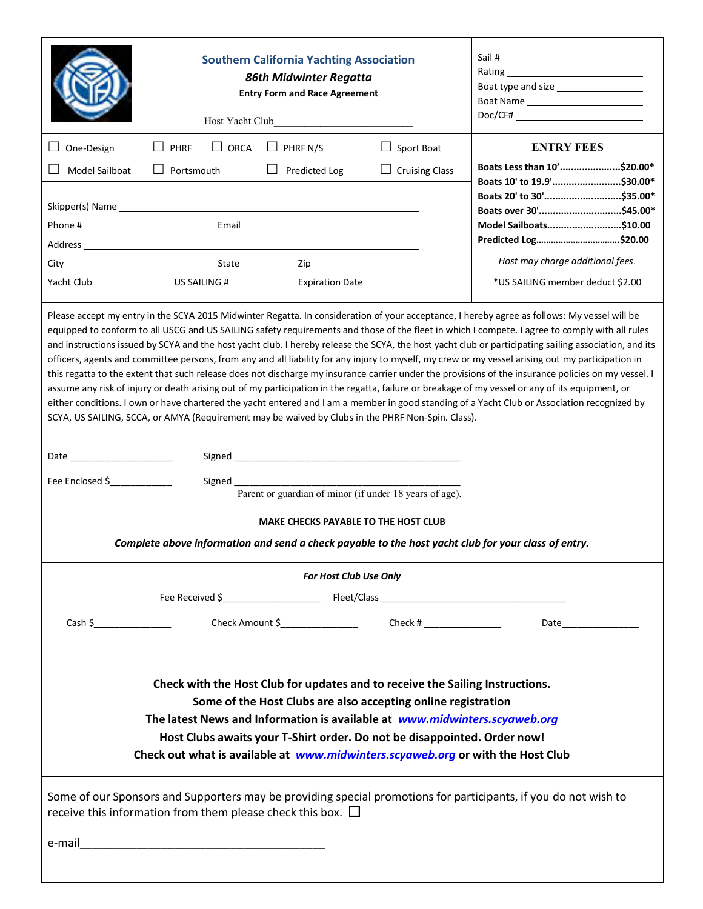# Southern California Yachting Association

***86th Midwinter Regatta***

**Entry Form and Race Agreement**

Host Yacht Club____________________________

Sail # ____________________________
Rating ____________________________
Boat type and size ____________________
Boat Name ________________________
Doc/CF# __________________________

☐ One-Design ☐ PHRF ☐ ORCA ☐ PHRF N/S ☐ Sport Boat

☐ Model Sailboat ☐ Portsmouth ☐ Predicted Log ☐ Cruising Class

Skipper(s) Name ______________________________________________________

Phone # ________________________ Email __________________________________

Address ________________________________________________________________

City ____________________________ State ___________ Zip __________________

Yacht Club ______________ US SAILING # ____________ Expiration Date __________

## ENTRY FEES

**Boats Less than 10’......................$20.00***
**Boats 10' to 19.9'.........................$30.00***
**Boats 20' to 30'............................$35.00***
**Boats over 30'..............................$45.00***
**Model Sailboats...........................$10.00**
**Predicted Log................................$20.00**

*Host may charge additional fees.*

*US SAILING member deduct $2.00

Please accept my entry in the SCYA 2015 Midwinter Regatta. In consideration of your acceptance, I hereby agree as follows: My vessel will be equipped to conform to all USCG and US SAILING safety requirements and those of the fleet in which I compete. I agree to comply with all rules and instructions issued by SCYA and the host yacht club. I hereby release the SCYA, the host yacht club or participating sailing association, and its officers, agents and committee persons, from any and all liability for any injury to myself, my crew or my vessel arising out my participation in this regatta to the extent that such release does not discharge my insurance carrier under the provisions of the insurance policies on my vessel. I assume any risk of injury or death arising out of my participation in the regatta, failure or breakage of my vessel or any of its equipment, or either conditions. I own or have chartered the yacht entered and I am a member in good standing of a Yacht Club or Association recognized by SCYA, US SAILING, SCCA, or AMYA (Requirement may be waived by Clubs in the PHRF Non-Spin. Class).

Date ____________________ Signed ____________________________________________

Fee Enclosed $___________ Signed ____________________________________________
Parent or guardian of minor (if under 18 years of age).

**MAKE CHECKS PAYABLE TO THE HOST CLUB**

***Complete above information and send a check payable to the host yacht club for your class of entry.***

***For Host Club Use Only***

Fee Received $__________________ Fleet/Class ____________________________________

Cash $_______________ Check Amount $_______________ Check # _______________ Date_______________

**Check with the Host Club for updates and to receive the Sailing Instructions.**
**Some of the Host Clubs are also accepting online registration**
**The latest News and Information is available at *www.midwinters.scyaweb.org***
**Host Clubs awaits your T-Shirt order. Do not be disappointed. Order now!**
**Check out what is available at *www.midwinters.scyaweb.org* or with the Host Club**

Some of our Sponsors and Supporters may be providing special promotions for participants, if you do not wish to receive this information from them please check this box. ☐

e-mail________________________________________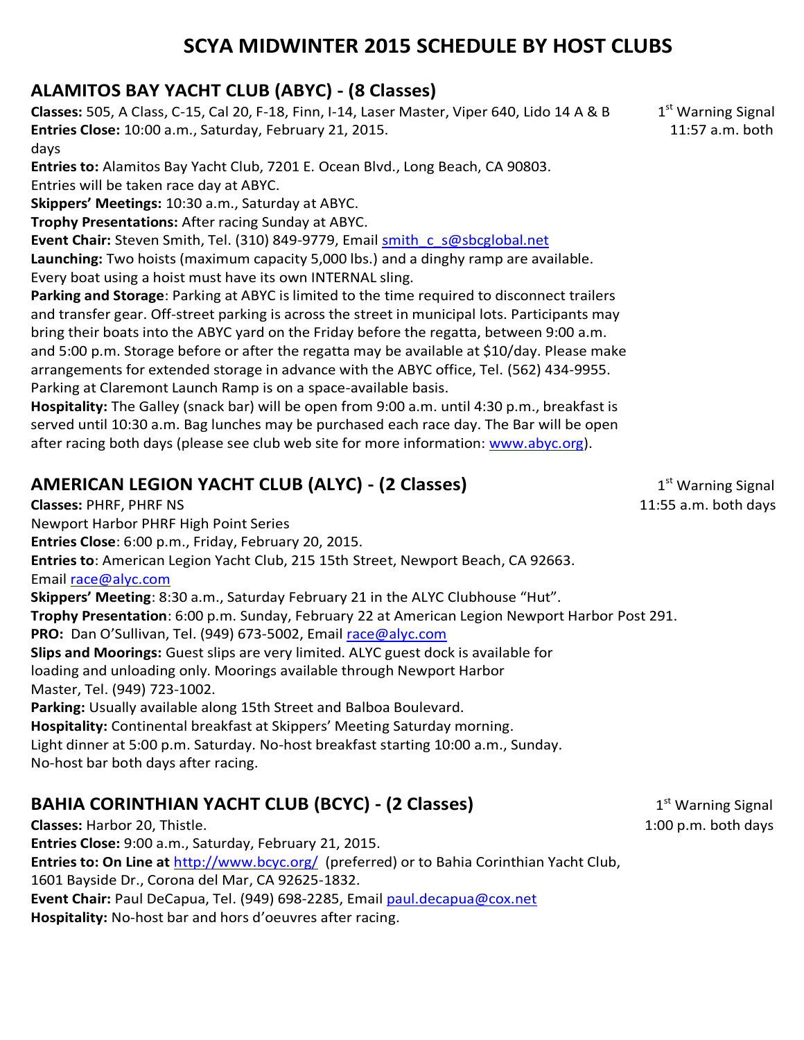# SCYA MIDWINTER 2015 SCHEDULE BY HOST CLUBS

## ALAMITOS BAY YACHT CLUB (ABYC) - (8 Classes)

1st Warning Signal 11:57 a.m. both days

**Classes:** 505, A Class, C-15, Cal 20, F-18, Finn, I-14, Laser Master, Viper 640, Lido 14 A & B
**Entries Close:** 10:00 a.m., Saturday, February 21, 2015.
**Entries to:** Alamitos Bay Yacht Club, 7201 E. Ocean Blvd., Long Beach, CA 90803.
Entries will be taken race day at ABYC.
**Skippers' Meetings:** 10:30 a.m., Saturday at ABYC.
**Trophy Presentations:** After racing Sunday at ABYC.
**Event Chair:** Steven Smith, Tel. (310) 849-9779, Email smith_c_s@sbcglobal.net
**Launching:** Two hoists (maximum capacity 5,000 lbs.) and a dinghy ramp are available.
Every boat using a hoist must have its own INTERNAL sling.
**Parking and Storage**: Parking at ABYC is limited to the time required to disconnect trailers and transfer gear. Off-street parking is across the street in municipal lots. Participants may bring their boats into the ABYC yard on the Friday before the regatta, between 9:00 a.m. and 5:00 p.m. Storage before or after the regatta may be available at $10/day. Please make arrangements for extended storage in advance with the ABYC office, Tel. (562) 434-9955.
Parking at Claremont Launch Ramp is on a space-available basis.
**Hospitality:** The Galley (snack bar) will be open from 9:00 a.m. until 4:30 p.m., breakfast is served until 10:30 a.m. Bag lunches may be purchased each race day. The Bar will be open after racing both days (please see club web site for more information: www.abyc.org).

## AMERICAN LEGION YACHT CLUB (ALYC) - (2 Classes)

1st Warning Signal 11:55 a.m. both days

**Classes:** PHRF, PHRF NS
Newport Harbor PHRF High Point Series
**Entries Close**: 6:00 p.m., Friday, February 20, 2015.
**Entries to**: American Legion Yacht Club, 215 15th Street, Newport Beach, CA 92663.
Email race@alyc.com
**Skippers' Meeting**: 8:30 a.m., Saturday February 21 in the ALYC Clubhouse "Hut".
**Trophy Presentation**: 6:00 p.m. Sunday, February 22 at American Legion Newport Harbor Post 291.
**PRO:** Dan O'Sullivan, Tel. (949) 673-5002, Email race@alyc.com
**Slips and Moorings:** Guest slips are very limited. ALYC guest dock is available for loading and unloading only. Moorings available through Newport Harbor Master, Tel. (949) 723-1002.
**Parking:** Usually available along 15th Street and Balboa Boulevard.
**Hospitality:** Continental breakfast at Skippers' Meeting Saturday morning.
Light dinner at 5:00 p.m. Saturday. No-host breakfast starting 10:00 a.m., Sunday.
No-host bar both days after racing.

## BAHIA CORINTHIAN YACHT CLUB (BCYC) - (2 Classes)

1st Warning Signal 1:00 p.m. both days

**Classes:** Harbor 20, Thistle.
**Entries Close:** 9:00 a.m., Saturday, February 21, 2015.
**Entries to: On Line at** http://www.bcyc.org/ (preferred) or to Bahia Corinthian Yacht Club, 1601 Bayside Dr., Corona del Mar, CA 92625-1832.
**Event Chair:** Paul DeCapua, Tel. (949) 698-2285, Email paul.decapua@cox.net
**Hospitality:** No-host bar and hors d'oeuvres after racing.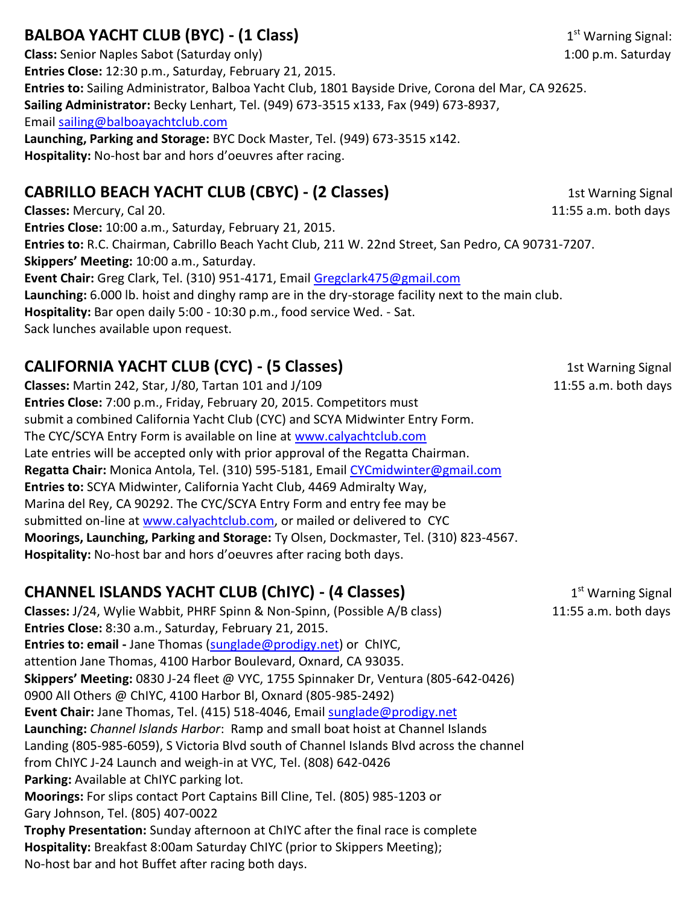## BALBOA YACHT CLUB (BYC) - (1 Class)

1st Warning Signal: 1:00 p.m. Saturday

**Class:** Senior Naples Sabot (Saturday only)
**Entries Close:** 12:30 p.m., Saturday, February 21, 2015.
**Entries to:** Sailing Administrator, Balboa Yacht Club, 1801 Bayside Drive, Corona del Mar, CA 92625.
**Sailing Administrator:** Becky Lenhart, Tel. (949) 673-3515 x133, Fax (949) 673-8937, Email sailing@balboayachtclub.com
**Launching, Parking and Storage:** BYC Dock Master, Tel. (949) 673-3515 x142.
**Hospitality:** No-host bar and hors d'oeuvres after racing.

## CABRILLO BEACH YACHT CLUB (CBYC) - (2 Classes)

1st Warning Signal 11:55 a.m. both days

**Classes:** Mercury, Cal 20.
**Entries Close:** 10:00 a.m., Saturday, February 21, 2015.
**Entries to:** R.C. Chairman, Cabrillo Beach Yacht Club, 211 W. 22nd Street, San Pedro, CA 90731-7207.
**Skippers' Meeting:** 10:00 a.m., Saturday.
**Event Chair:** Greg Clark, Tel. (310) 951-4171, Email Gregclark475@gmail.com
**Launching:** 6.000 lb. hoist and dinghy ramp are in the dry-storage facility next to the main club.
**Hospitality:** Bar open daily 5:00 - 10:30 p.m., food service Wed. - Sat.
Sack lunches available upon request.

## CALIFORNIA YACHT CLUB (CYC) - (5 Classes)

1st Warning Signal 11:55 a.m. both days

**Classes:** Martin 242, Star, J/80, Tartan 101 and J/109
**Entries Close:** 7:00 p.m., Friday, February 20, 2015. Competitors must submit a combined California Yacht Club (CYC) and SCYA Midwinter Entry Form. The CYC/SCYA Entry Form is available on line at www.calyachtclub.com
Late entries will be accepted only with prior approval of the Regatta Chairman.
**Regatta Chair:** Monica Antola, Tel. (310) 595-5181, Email CYCmidwinter@gmail.com
**Entries to:** SCYA Midwinter, California Yacht Club, 4469 Admiralty Way, Marina del Rey, CA 90292. The CYC/SCYA Entry Form and entry fee may be submitted on-line at www.calyachtclub.com, or mailed or delivered to CYC
**Moorings, Launching, Parking and Storage:** Ty Olsen, Dockmaster, Tel. (310) 823-4567.
**Hospitality:** No-host bar and hors d'oeuvres after racing both days.

## CHANNEL ISLANDS YACHT CLUB (ChIYC) - (4 Classes)

1st Warning Signal 11:55 a.m. both days

**Classes:** J/24, Wylie Wabbit, PHRF Spinn & Non-Spinn, (Possible A/B class)
**Entries Close:** 8:30 a.m., Saturday, February 21, 2015.
**Entries to: email -** Jane Thomas (sunglade@prodigy.net) or ChIYC, attention Jane Thomas, 4100 Harbor Boulevard, Oxnard, CA 93035.
**Skippers' Meeting:** 0830 J-24 fleet @ VYC, 1755 Spinnaker Dr, Ventura (805-642-0426)
0900 All Others @ ChIYC, 4100 Harbor Bl, Oxnard (805-985-2492)
**Event Chair:** Jane Thomas, Tel. (415) 518-4046, Email sunglade@prodigy.net
**Launching:** *Channel Islands Harbor*: Ramp and small boat hoist at Channel Islands Landing (805-985-6059), S Victoria Blvd south of Channel Islands Blvd across the channel from ChIYC J-24 Launch and weigh-in at VYC, Tel. (808) 642-0426
**Parking:** Available at ChIYC parking lot.
**Moorings:** For slips contact Port Captains Bill Cline, Tel. (805) 985-1203 or Gary Johnson, Tel. (805) 407-0022
**Trophy Presentation:** Sunday afternoon at ChIYC after the final race is complete
**Hospitality:** Breakfast 8:00am Saturday ChIYC (prior to Skippers Meeting);
No-host bar and hot Buffet after racing both days.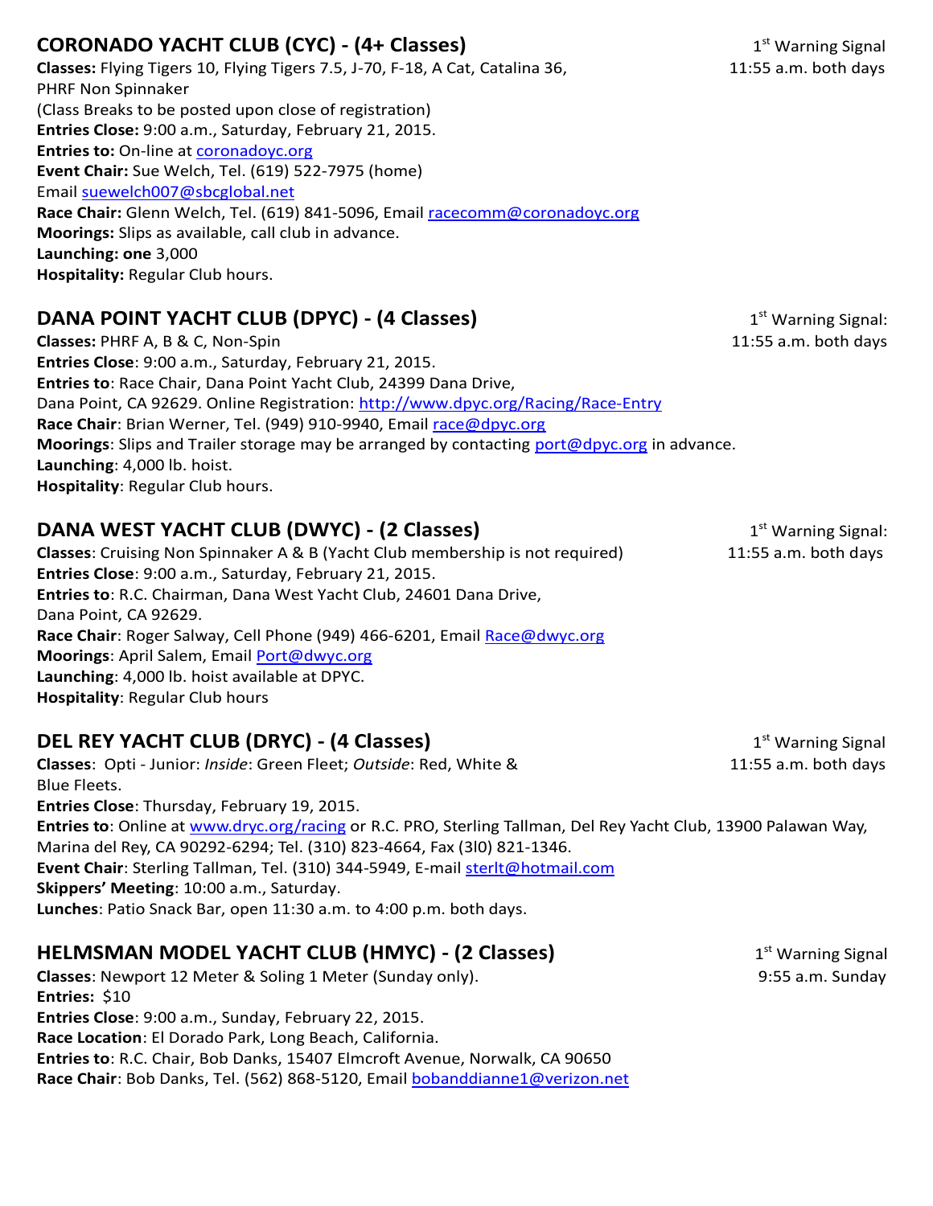## CORONADO YACHT CLUB (CYC) - (4+ Classes)

1st Warning Signal 11:55 a.m. both days

**Classes:** Flying Tigers 10, Flying Tigers 7.5, J-70, F-18, A Cat, Catalina 36, PHRF Non Spinnaker
(Class Breaks to be posted upon close of registration)
**Entries Close:** 9:00 a.m., Saturday, February 21, 2015.
**Entries to:** On-line at coronadoyc.org
**Event Chair:** Sue Welch, Tel. (619) 522-7975 (home)
Email suewelch007@sbcglobal.net
**Race Chair:** Glenn Welch, Tel. (619) 841-5096, Email racecomm@coronadoyc.org
**Moorings:** Slips as available, call club in advance.
**Launching: one** 3,000
**Hospitality:** Regular Club hours.

## DANA POINT YACHT CLUB (DPYC) - (4 Classes)

1st Warning Signal: 11:55 a.m. both days

**Classes:** PHRF A, B & C, Non-Spin
**Entries Close**: 9:00 a.m., Saturday, February 21, 2015.
**Entries to**: Race Chair, Dana Point Yacht Club, 24399 Dana Drive, Dana Point, CA 92629. Online Registration: http://www.dpyc.org/Racing/Race-Entry
**Race Chair**: Brian Werner, Tel. (949) 910-9940, Email race@dpyc.org
**Moorings**: Slips and Trailer storage may be arranged by contacting port@dpyc.org in advance.
**Launching**: 4,000 lb. hoist.
**Hospitality**: Regular Club hours.

## DANA WEST YACHT CLUB (DWYC) - (2 Classes)

1st Warning Signal: 11:55 a.m. both days

**Classes**: Cruising Non Spinnaker A & B (Yacht Club membership is not required)
**Entries Close**: 9:00 a.m., Saturday, February 21, 2015.
**Entries to**: R.C. Chairman, Dana West Yacht Club, 24601 Dana Drive, Dana Point, CA 92629.
**Race Chair**: Roger Salway, Cell Phone (949) 466-6201, Email Race@dwyc.org
**Moorings**: April Salem, Email Port@dwyc.org
**Launching**: 4,000 lb. hoist available at DPYC.
**Hospitality**: Regular Club hours

## DEL REY YACHT CLUB (DRYC) - (4 Classes)

1st Warning Signal 11:55 a.m. both days

**Classes**: Opti - Junior: *Inside*: Green Fleet; *Outside*: Red, White & Blue Fleets.
**Entries Close**: Thursday, February 19, 2015.
**Entries to**: Online at www.dryc.org/racing or R.C. PRO, Sterling Tallman, Del Rey Yacht Club, 13900 Palawan Way, Marina del Rey, CA 90292-6294; Tel. (310) 823-4664, Fax (3l0) 821-1346.
**Event Chair**: Sterling Tallman, Tel. (310) 344-5949, E-mail sterlt@hotmail.com
**Skippers' Meeting**: 10:00 a.m., Saturday.
**Lunches**: Patio Snack Bar, open 11:30 a.m. to 4:00 p.m. both days.

## HELMSMAN MODEL YACHT CLUB (HMYC) - (2 Classes)

1st Warning Signal 9:55 a.m. Sunday

**Classes**: Newport 12 Meter & Soling 1 Meter (Sunday only).
**Entries:** $10
**Entries Close**: 9:00 a.m., Sunday, February 22, 2015.
**Race Location**: El Dorado Park, Long Beach, California.
**Entries to**: R.C. Chair, Bob Danks, 15407 Elmcroft Avenue, Norwalk, CA 90650
**Race Chair**: Bob Danks, Tel. (562) 868-5120, Email bobanddianne1@verizon.net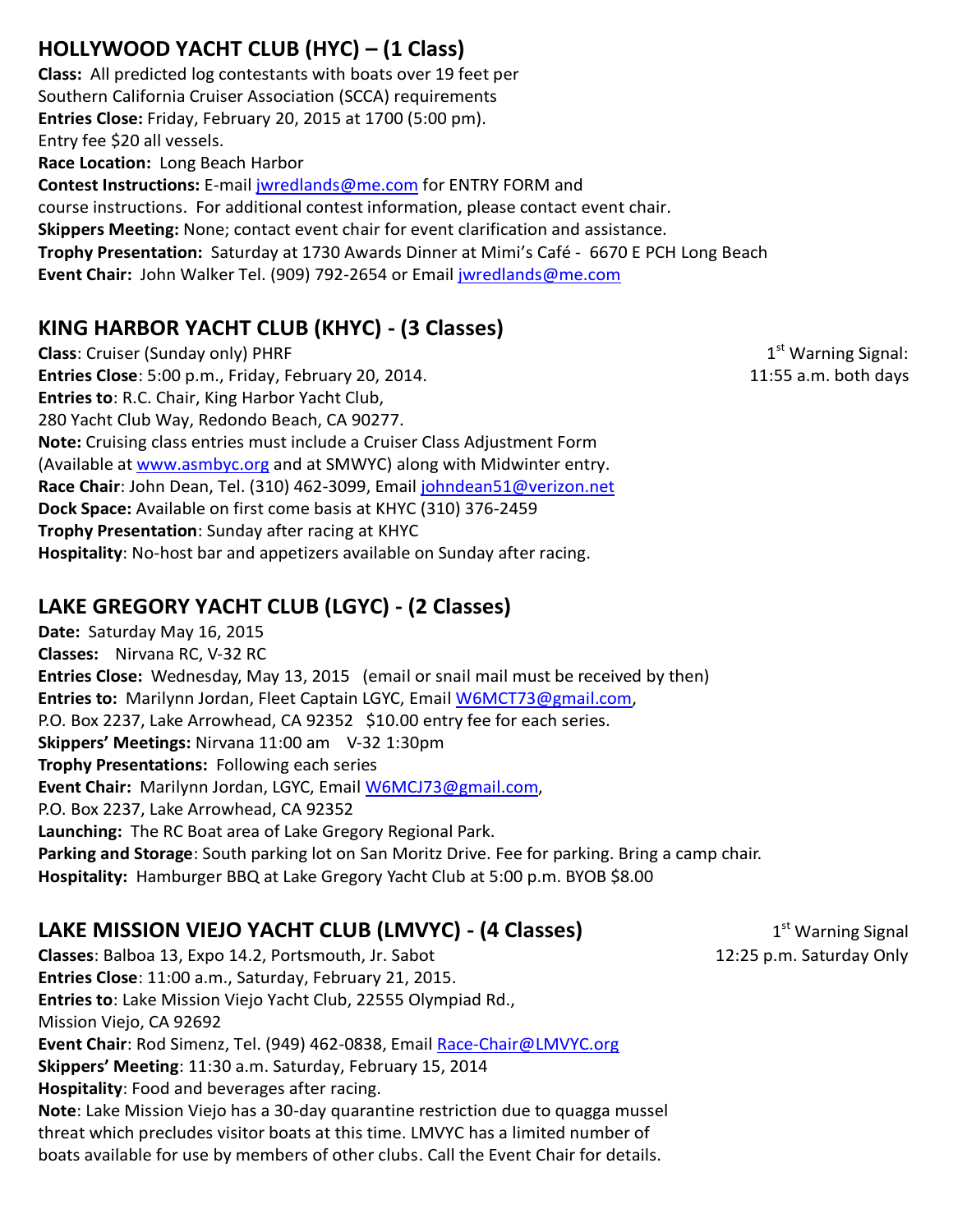## HOLLYWOOD YACHT CLUB (HYC) – (1 Class)

**Class:** All predicted log contestants with boats over 19 feet per Southern California Cruiser Association (SCCA) requirements
**Entries Close:** Friday, February 20, 2015 at 1700 (5:00 pm).
Entry fee $20 all vessels.
**Race Location:** Long Beach Harbor
**Contest Instructions:** E-mail jwredlands@me.com for ENTRY FORM and course instructions. For additional contest information, please contact event chair.
**Skippers Meeting:** None; contact event chair for event clarification and assistance.
**Trophy Presentation:** Saturday at 1730 Awards Dinner at Mimi's Café - 6670 E PCH Long Beach
**Event Chair:** John Walker Tel. (909) 792-2654 or Email jwredlands@me.com

## KING HARBOR YACHT CLUB (KHYC) - (3 Classes)

1st Warning Signal: 11:55 a.m. both days

**Class**: Cruiser (Sunday only) PHRF
**Entries Close**: 5:00 p.m., Friday, February 20, 2014.
**Entries to**: R.C. Chair, King Harbor Yacht Club, 280 Yacht Club Way, Redondo Beach, CA 90277.
**Note:** Cruising class entries must include a Cruiser Class Adjustment Form (Available at www.asmbyc.org and at SMWYC) along with Midwinter entry.
**Race Chair**: John Dean, Tel. (310) 462-3099, Email johndean51@verizon.net
**Dock Space:** Available on first come basis at KHYC (310) 376-2459
**Trophy Presentation**: Sunday after racing at KHYC
**Hospitality**: No-host bar and appetizers available on Sunday after racing.

## LAKE GREGORY YACHT CLUB (LGYC) - (2 Classes)

**Date:** Saturday May 16, 2015
**Classes:** Nirvana RC, V-32 RC
**Entries Close:** Wednesday, May 13, 2015 (email or snail mail must be received by then)
**Entries to:** Marilynn Jordan, Fleet Captain LGYC, Email W6MCT73@gmail.com, P.O. Box 2237, Lake Arrowhead, CA 92352 $10.00 entry fee for each series.
**Skippers' Meetings:** Nirvana 11:00 am V-32 1:30pm
**Trophy Presentations:** Following each series
**Event Chair:** Marilynn Jordan, LGYC, Email W6MCJ73@gmail.com, P.O. Box 2237, Lake Arrowhead, CA 92352
**Launching:** The RC Boat area of Lake Gregory Regional Park.
**Parking and Storage**: South parking lot on San Moritz Drive. Fee for parking. Bring a camp chair.
**Hospitality:** Hamburger BBQ at Lake Gregory Yacht Club at 5:00 p.m. BYOB $8.00

## LAKE MISSION VIEJO YACHT CLUB (LMVYC) - (4 Classes)

1st Warning Signal 12:25 p.m. Saturday Only

**Classes**: Balboa 13, Expo 14.2, Portsmouth, Jr. Sabot
**Entries Close**: 11:00 a.m., Saturday, February 21, 2015.
**Entries to**: Lake Mission Viejo Yacht Club, 22555 Olympiad Rd., Mission Viejo, CA 92692
**Event Chair**: Rod Simenz, Tel. (949) 462-0838, Email Race-Chair@LMVYC.org
**Skippers' Meeting**: 11:30 a.m. Saturday, February 15, 2014
**Hospitality**: Food and beverages after racing.
**Note**: Lake Mission Viejo has a 30-day quarantine restriction due to quagga mussel threat which precludes visitor boats at this time. LMVYC has a limited number of boats available for use by members of other clubs. Call the Event Chair for details.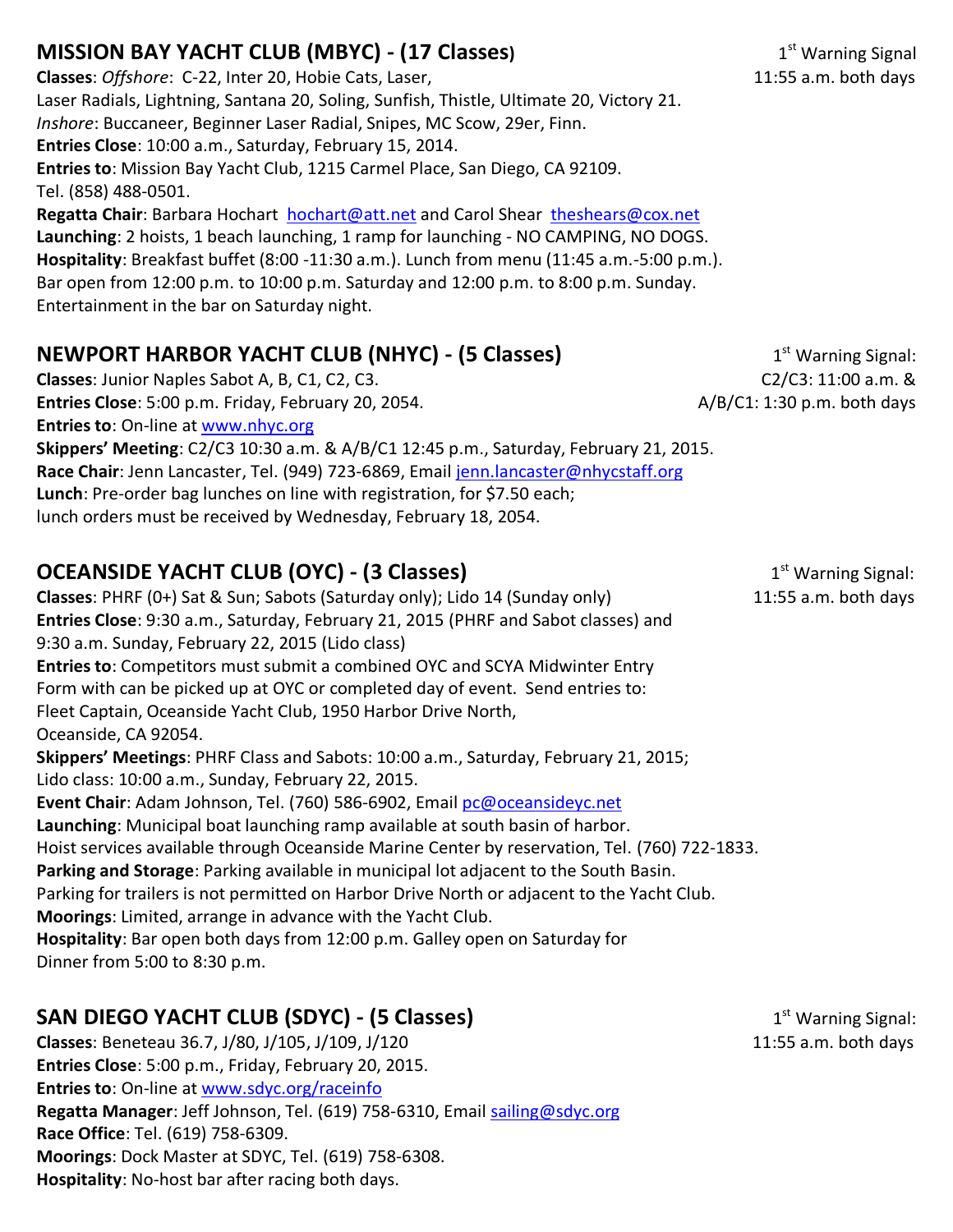## MISSION BAY YACHT CLUB (MBYC) - (17 Classes)

1st Warning Signal
11:55 a.m. both days

**Classes**: *Offshore*: C-22, Inter 20, Hobie Cats, Laser, Laser Radials, Lightning, Santana 20, Soling, Sunfish, Thistle, Ultimate 20, Victory 21.
*Inshore*: Buccaneer, Beginner Laser Radial, Snipes, MC Scow, 29er, Finn.
**Entries Close**: 10:00 a.m., Saturday, February 15, 2014.
**Entries to**: Mission Bay Yacht Club, 1215 Carmel Place, San Diego, CA 92109.
Tel. (858) 488-0501.
**Regatta Chair**: Barbara Hochart hochart@att.net and Carol Shear theshears@cox.net
**Launching**: 2 hoists, 1 beach launching, 1 ramp for launching - NO CAMPING, NO DOGS.
**Hospitality**: Breakfast buffet (8:00 -11:30 a.m.). Lunch from menu (11:45 a.m.-5:00 p.m.).
Bar open from 12:00 p.m. to 10:00 p.m. Saturday and 12:00 p.m. to 8:00 p.m. Sunday.
Entertainment in the bar on Saturday night.

## NEWPORT HARBOR YACHT CLUB (NHYC) - (5 Classes)

1st Warning Signal:
C2/C3: 11:00 a.m. &
A/B/C1: 1:30 p.m. both days

**Classes**: Junior Naples Sabot A, B, C1, C2, C3.
**Entries Close**: 5:00 p.m. Friday, February 20, 2054.
**Entries to**: On-line at www.nhyc.org
**Skippers' Meeting**: C2/C3 10:30 a.m. & A/B/C1 12:45 p.m., Saturday, February 21, 2015.
**Race Chair**: Jenn Lancaster, Tel. (949) 723-6869, Email jenn.lancaster@nhycstaff.org
**Lunch**: Pre-order bag lunches on line with registration, for $7.50 each;
lunch orders must be received by Wednesday, February 18, 2054.

## OCEANSIDE YACHT CLUB (OYC) - (3 Classes)

1st Warning Signal:
11:55 a.m. both days

**Classes**: PHRF (0+) Sat & Sun; Sabots (Saturday only); Lido 14 (Sunday only)
**Entries Close**: 9:30 a.m., Saturday, February 21, 2015 (PHRF and Sabot classes) and
9:30 a.m. Sunday, February 22, 2015 (Lido class)
**Entries to**: Competitors must submit a combined OYC and SCYA Midwinter Entry Form with can be picked up at OYC or completed day of event. Send entries to:
Fleet Captain, Oceanside Yacht Club, 1950 Harbor Drive North,
Oceanside, CA 92054.
**Skippers' Meetings**: PHRF Class and Sabots: 10:00 a.m., Saturday, February 21, 2015;
Lido class: 10:00 a.m., Sunday, February 22, 2015.
**Event Chair**: Adam Johnson, Tel. (760) 586-6902, Email pc@oceansideyc.net
**Launching**: Municipal boat launching ramp available at south basin of harbor.
Hoist services available through Oceanside Marine Center by reservation, Tel. (760) 722-1833.
**Parking and Storage**: Parking available in municipal lot adjacent to the South Basin.
Parking for trailers is not permitted on Harbor Drive North or adjacent to the Yacht Club.
**Moorings**: Limited, arrange in advance with the Yacht Club.
**Hospitality**: Bar open both days from 12:00 p.m. Galley open on Saturday for
Dinner from 5:00 to 8:30 p.m.

## SAN DIEGO YACHT CLUB (SDYC) - (5 Classes)

1st Warning Signal:
11:55 a.m. both days

**Classes**: Beneteau 36.7, J/80, J/105, J/109, J/120
**Entries Close**: 5:00 p.m., Friday, February 20, 2015.
**Entries to**: On-line at www.sdyc.org/raceinfo
**Regatta Manager**: Jeff Johnson, Tel. (619) 758-6310, Email sailing@sdyc.org
**Race Office**: Tel. (619) 758-6309.
**Moorings**: Dock Master at SDYC, Tel. (619) 758-6308.
**Hospitality**: No-host bar after racing both days.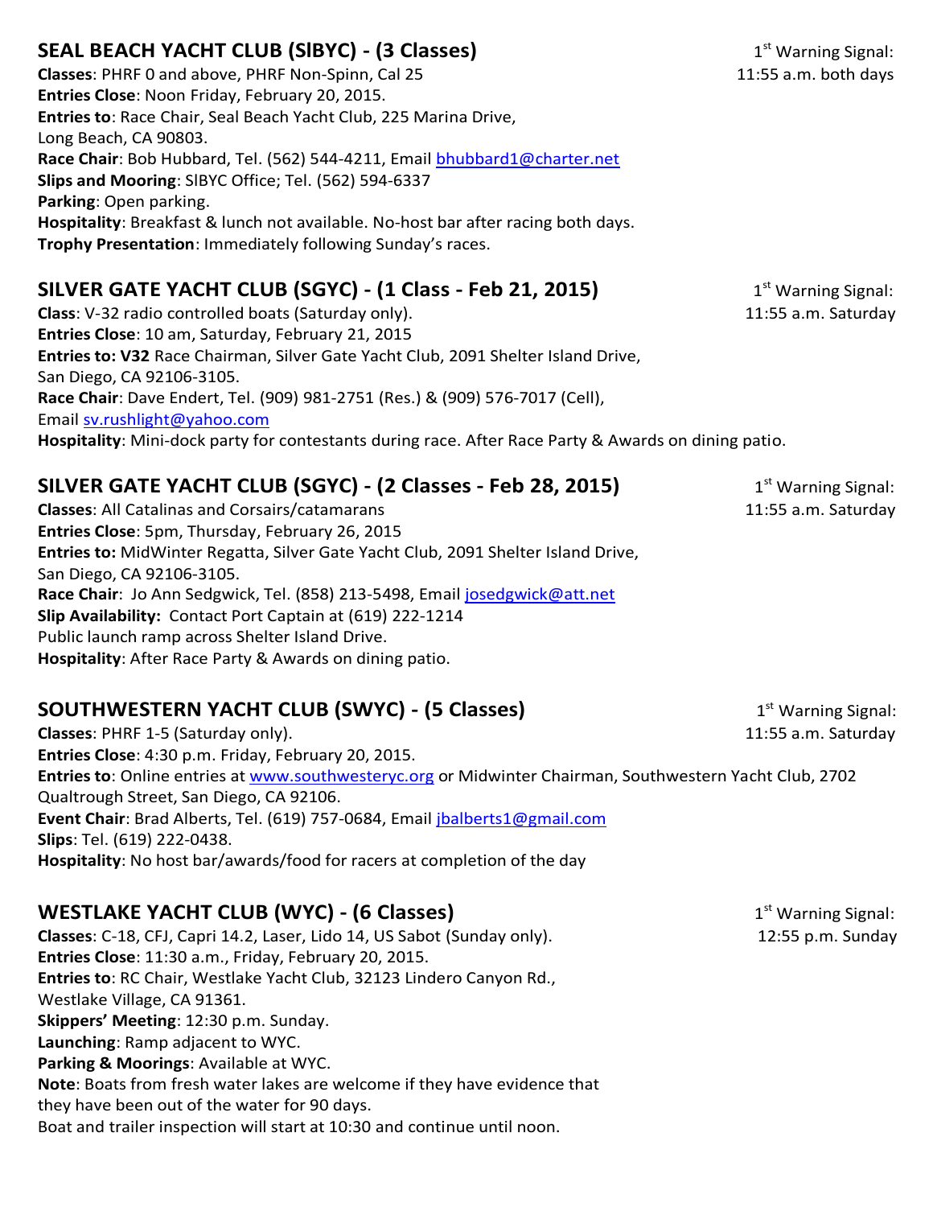## SEAL BEACH YACHT CLUB (SlBYC) - (3 Classes)

1st Warning Signal: 11:55 a.m. both days

**Classes**: PHRF 0 and above, PHRF Non-Spinn, Cal 25
**Entries Close**: Noon Friday, February 20, 2015.
**Entries to**: Race Chair, Seal Beach Yacht Club, 225 Marina Drive, Long Beach, CA 90803.
**Race Chair**: Bob Hubbard, Tel. (562) 544-4211, Email bhubbard1@charter.net
**Slips and Mooring**: SlBYC Office; Tel. (562) 594-6337
**Parking**: Open parking.
**Hospitality**: Breakfast & lunch not available. No-host bar after racing both days.
**Trophy Presentation**: Immediately following Sunday's races.

## SILVER GATE YACHT CLUB (SGYC) - (1 Class - Feb 21, 2015)

1st Warning Signal: 11:55 a.m. Saturday

**Class**: V-32 radio controlled boats (Saturday only).
**Entries Close**: 10 am, Saturday, February 21, 2015
**Entries to: V32** Race Chairman, Silver Gate Yacht Club, 2091 Shelter Island Drive, San Diego, CA 92106-3105.
**Race Chair**: Dave Endert, Tel. (909) 981-2751 (Res.) & (909) 576-7017 (Cell), Email sv.rushlight@yahoo.com
**Hospitality**: Mini-dock party for contestants during race. After Race Party & Awards on dining patio.

## SILVER GATE YACHT CLUB (SGYC) - (2 Classes - Feb 28, 2015)

1st Warning Signal: 11:55 a.m. Saturday

**Classes**: All Catalinas and Corsairs/catamarans
**Entries Close**: 5pm, Thursday, February 26, 2015
**Entries to:** MidWinter Regatta, Silver Gate Yacht Club, 2091 Shelter Island Drive, San Diego, CA 92106-3105.
**Race Chair**: Jo Ann Sedgwick, Tel. (858) 213-5498, Email josedgwick@att.net
**Slip Availability:** Contact Port Captain at (619) 222-1214
Public launch ramp across Shelter Island Drive.
**Hospitality**: After Race Party & Awards on dining patio.

## SOUTHWESTERN YACHT CLUB (SWYC) - (5 Classes)

1st Warning Signal: 11:55 a.m. Saturday

**Classes**: PHRF 1-5 (Saturday only).
**Entries Close**: 4:30 p.m. Friday, February 20, 2015.
**Entries to**: Online entries at www.southwesteryc.org or Midwinter Chairman, Southwestern Yacht Club, 2702 Qualtrough Street, San Diego, CA 92106.
**Event Chair**: Brad Alberts, Tel. (619) 757-0684, Email jbalberts1@gmail.com
**Slips**: Tel. (619) 222-0438.
**Hospitality**: No host bar/awards/food for racers at completion of the day

## WESTLAKE YACHT CLUB (WYC) - (6 Classes)

1st Warning Signal: 12:55 p.m. Sunday

**Classes**: C-18, CFJ, Capri 14.2, Laser, Lido 14, US Sabot (Sunday only).
**Entries Close**: 11:30 a.m., Friday, February 20, 2015.
**Entries to**: RC Chair, Westlake Yacht Club, 32123 Lindero Canyon Rd., Westlake Village, CA 91361.
**Skippers' Meeting**: 12:30 p.m. Sunday.
**Launching**: Ramp adjacent to WYC.
**Parking & Moorings**: Available at WYC.
**Note**: Boats from fresh water lakes are welcome if they have evidence that they have been out of the water for 90 days.
Boat and trailer inspection will start at 10:30 and continue until noon.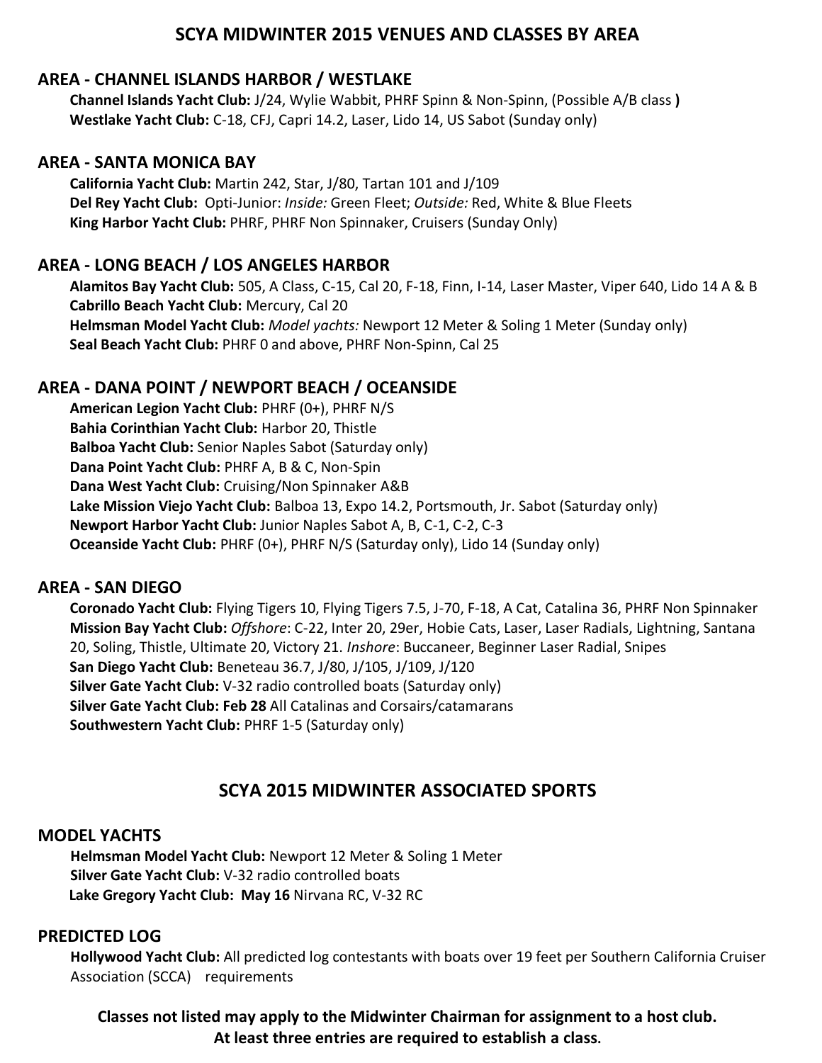## SCYA MIDWINTER 2015 VENUES AND CLASSES BY AREA

### AREA - CHANNEL ISLANDS HARBOR / WESTLAKE

**Channel Islands Yacht Club:** J/24, Wylie Wabbit, PHRF Spinn & Non-Spinn, (Possible A/B class **)**
**Westlake Yacht Club:** C-18, CFJ, Capri 14.2, Laser, Lido 14, US Sabot (Sunday only)

### AREA - SANTA MONICA BAY

**California Yacht Club:** Martin 242, Star, J/80, Tartan 101 and J/109
**Del Rey Yacht Club:** Opti-Junior: *Inside:* Green Fleet; *Outside:* Red, White & Blue Fleets
**King Harbor Yacht Club:** PHRF, PHRF Non Spinnaker, Cruisers (Sunday Only)

### AREA - LONG BEACH / LOS ANGELES HARBOR

**Alamitos Bay Yacht Club:** 505, A Class, C-15, Cal 20, F-18, Finn, I-14, Laser Master, Viper 640, Lido 14 A & B
**Cabrillo Beach Yacht Club:** Mercury, Cal 20
**Helmsman Model Yacht Club:** *Model yachts:* Newport 12 Meter & Soling 1 Meter (Sunday only)
**Seal Beach Yacht Club:** PHRF 0 and above, PHRF Non-Spinn, Cal 25

### AREA - DANA POINT / NEWPORT BEACH / OCEANSIDE

**American Legion Yacht Club:** PHRF (0+), PHRF N/S
**Bahia Corinthian Yacht Club:** Harbor 20, Thistle
**Balboa Yacht Club:** Senior Naples Sabot (Saturday only)
**Dana Point Yacht Club:** PHRF A, B & C, Non-Spin
**Dana West Yacht Club:** Cruising/Non Spinnaker A&B
**Lake Mission Viejo Yacht Club:** Balboa 13, Expo 14.2, Portsmouth, Jr. Sabot (Saturday only)
**Newport Harbor Yacht Club:** Junior Naples Sabot A, B, C-1, C-2, C-3
**Oceanside Yacht Club:** PHRF (0+), PHRF N/S (Saturday only), Lido 14 (Sunday only)

### AREA - SAN DIEGO

**Coronado Yacht Club:** Flying Tigers 10, Flying Tigers 7.5, J-70, F-18, A Cat, Catalina 36, PHRF Non Spinnaker
**Mission Bay Yacht Club:** *Offshore*: C-22, Inter 20, 29er, Hobie Cats, Laser, Laser Radials, Lightning, Santana 20, Soling, Thistle, Ultimate 20, Victory 21. *Inshore*: Buccaneer, Beginner Laser Radial, Snipes
**San Diego Yacht Club:** Beneteau 36.7, J/80, J/105, J/109, J/120
**Silver Gate Yacht Club:** V-32 radio controlled boats (Saturday only)
**Silver Gate Yacht Club: Feb 28** All Catalinas and Corsairs/catamarans
**Southwestern Yacht Club:** PHRF 1-5 (Saturday only)

## SCYA 2015 MIDWINTER ASSOCIATED SPORTS

### MODEL YACHTS

**Helmsman Model Yacht Club:** Newport 12 Meter & Soling 1 Meter
**Silver Gate Yacht Club:** V-32 radio controlled boats
**Lake Gregory Yacht Club: May 16** Nirvana RC, V-32 RC

### PREDICTED LOG

**Hollywood Yacht Club:** All predicted log contestants with boats over 19 feet per Southern California Cruiser Association (SCCA) requirements

**Classes not listed may apply to the Midwinter Chairman for assignment to a host club.**
**At least three entries are required to establish a class.**